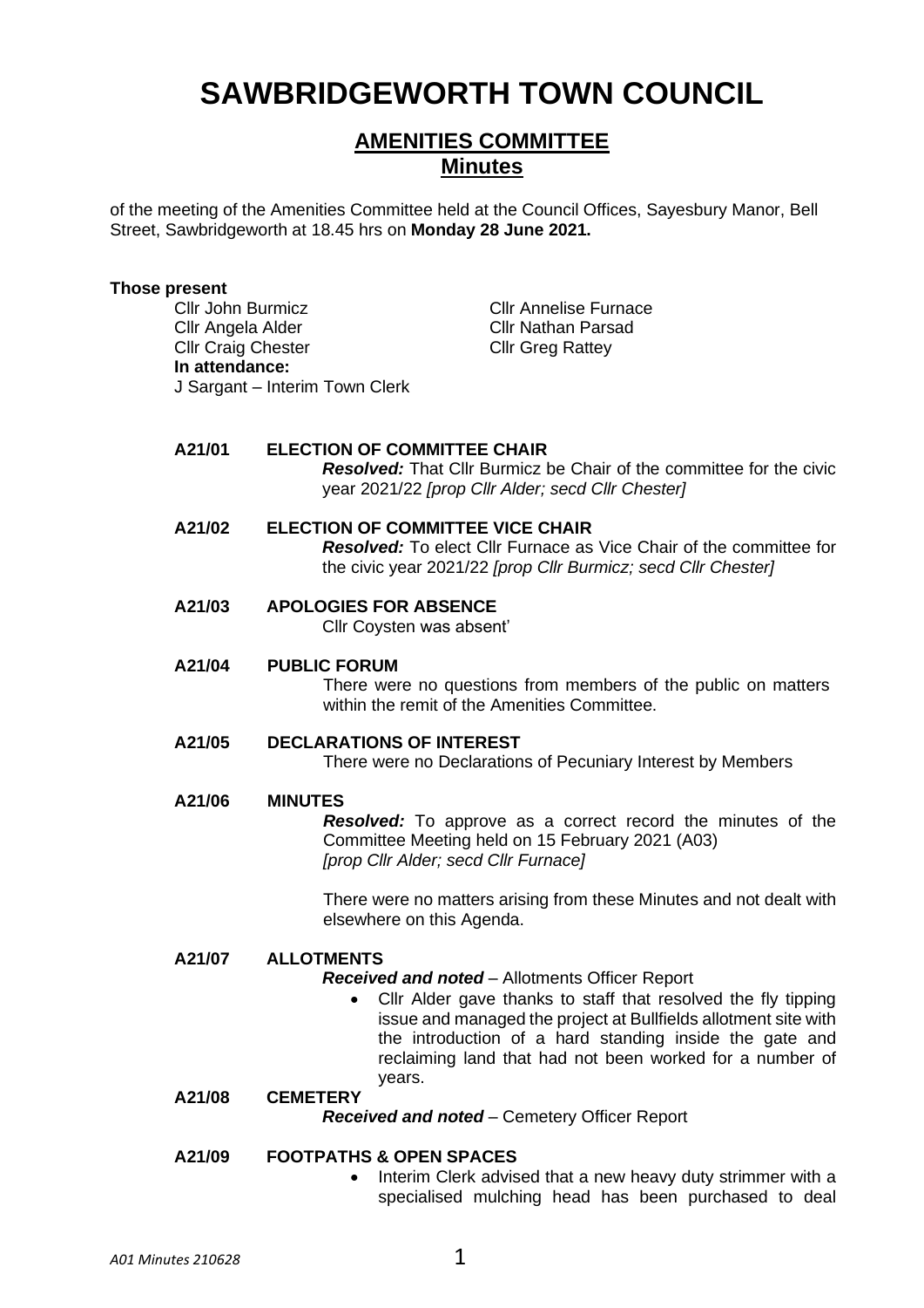# SAWBRIDGEWORTH TOWN COUNCIL

## AMENITIES COMMITTEE
## Minutes

of the meeting of the Amenities Committee held at the Council Offices, Sayesbury Manor, Bell Street, Sawbridgeworth at 18.45 hrs on **Monday 28 June 2021.**

**Those present**

Cllr John Burmicz
Cllr Angela Alder
Cllr Craig Chester
Cllr Annelise Furnace
Cllr Nathan Parsad
Cllr Greg Rattey

**In attendance:**
J Sargant – Interim Town Clerk

**A21/01 ELECTION OF COMMITTEE CHAIR**

***Resolved:*** That Cllr Burmicz be Chair of the committee for the civic year 2021/22 *[prop Cllr Alder; secd Cllr Chester]*

**A21/02 ELECTION OF COMMITTEE VICE CHAIR**

***Resolved:*** To elect Cllr Furnace as Vice Chair of the committee for the civic year 2021/22 *[prop Cllr Burmicz; secd Cllr Chester]*

**A21/03 APOLOGIES FOR ABSENCE**

Cllr Coysten was absent'

**A21/04 PUBLIC FORUM**

There were no questions from members of the public on matters within the remit of the Amenities Committee.

**A21/05 DECLARATIONS OF INTEREST**

There were no Declarations of Pecuniary Interest by Members

**A21/06 MINUTES**

***Resolved:*** To approve as a correct record the minutes of the Committee Meeting held on 15 February 2021 (A03) *[prop Cllr Alder; secd Cllr Furnace]*

There were no matters arising from these Minutes and not dealt with elsewhere on this Agenda.

**A21/07 ALLOTMENTS**

***Received and noted*** – Allotments Officer Report

- Cllr Alder gave thanks to staff that resolved the fly tipping issue and managed the project at Bullfields allotment site with the introduction of a hard standing inside the gate and reclaiming land that had not been worked for a number of years.

**A21/08 CEMETERY**

***Received and noted*** – Cemetery Officer Report

**A21/09 FOOTPATHS & OPEN SPACES**

- Interim Clerk advised that a new heavy duty strimmer with a specialised mulching head has been purchased to deal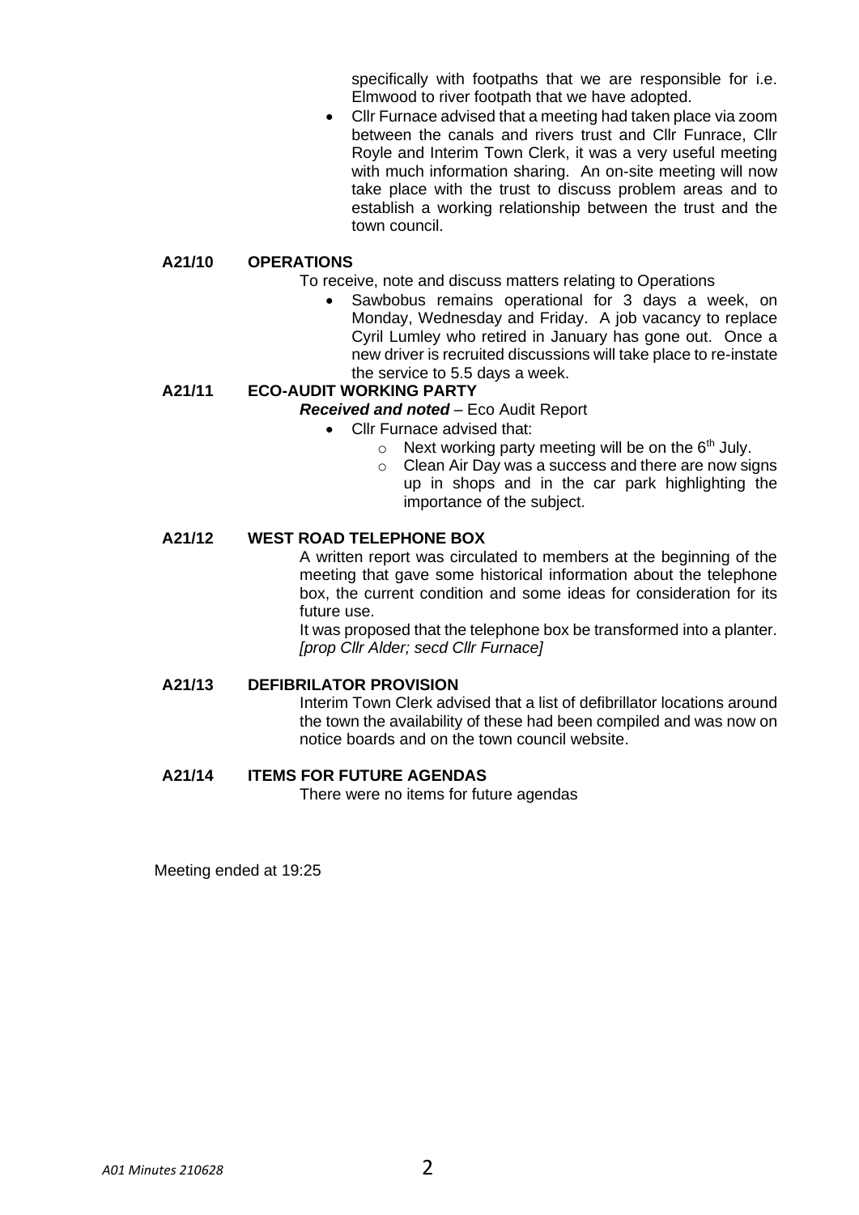specifically with footpaths that we are responsible for i.e. Elmwood to river footpath that we have adopted.

- Cllr Furnace advised that a meeting had taken place via zoom between the canals and rivers trust and Cllr Funrace, Cllr Royle and Interim Town Clerk, it was a very useful meeting with much information sharing. An on-site meeting will now take place with the trust to discuss problem areas and to establish a working relationship between the trust and the town council.

**A21/10 OPERATIONS**

To receive, note and discuss matters relating to Operations

- Sawbobus remains operational for 3 days a week, on Monday, Wednesday and Friday. A job vacancy to replace Cyril Lumley who retired in January has gone out. Once a new driver is recruited discussions will take place to re-instate the service to 5.5 days a week.

**A21/11 ECO-AUDIT WORKING PARTY**

***Received and noted*** – Eco Audit Report

- Cllr Furnace advised that:
  - Next working party meeting will be on the 6th July.
  - Clean Air Day was a success and there are now signs up in shops and in the car park highlighting the importance of the subject.

**A21/12 WEST ROAD TELEPHONE BOX**

A written report was circulated to members at the beginning of the meeting that gave some historical information about the telephone box, the current condition and some ideas for consideration for its future use.

It was proposed that the telephone box be transformed into a planter. *[prop Cllr Alder; secd Cllr Furnace]*

**A21/13 DEFIBRILATOR PROVISION**

Interim Town Clerk advised that a list of defibrillator locations around the town the availability of these had been compiled and was now on notice boards and on the town council website.

**A21/14 ITEMS FOR FUTURE AGENDAS**

There were no items for future agendas

Meeting ended at 19:25